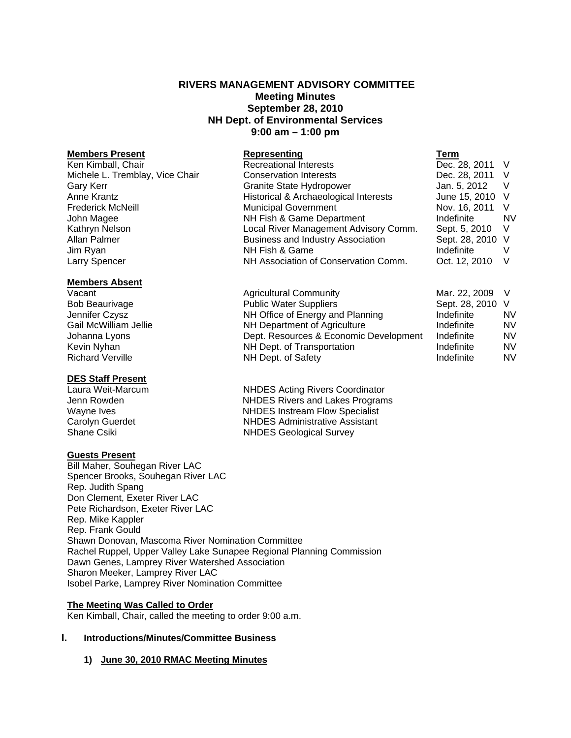# RIVERS MANAGEMENT ADVISORY COMMITTEE
## Meeting Minutes
## September 28, 2010
## NH Dept. of Environmental Services
## 9:00 am – 1:00 pm

| Members Present | Representing | Term | |
|---|---|---|---|
| Ken Kimball, Chair | Recreational Interests | Dec. 28, 2011 | V |
| Michele L. Tremblay, Vice Chair | Conservation Interests | Dec. 28, 2011 | V |
| Gary Kerr | Granite State Hydropower | Jan. 5, 2012 | V |
| Anne Krantz | Historical & Archaeological Interests | June 15, 2010 | V |
| Frederick McNeill | Municipal Government | Nov. 16, 2011 | V |
| John Magee | NH Fish & Game Department | Indefinite | NV |
| Kathryn Nelson | Local River Management Advisory Comm. | Sept. 5, 2010 | V |
| Allan Palmer | Business and Industry Association | Sept. 28, 2010 | V |
| Jim Ryan | NH Fish & Game | Indefinite | V |
| Larry Spencer | NH Association of Conservation Comm. | Oct. 12, 2010 | V |

| Members Absent | | | |
|---|---|---|---|
| Vacant | Agricultural Community | Mar. 22, 2009 | V |
| Bob Beaurivage | Public Water Suppliers | Sept. 28, 2010 | V |
| Jennifer Czysz | NH Office of Energy and Planning | Indefinite | NV |
| Gail McWilliam Jellie | NH Department of Agriculture | Indefinite | NV |
| Johanna Lyons | Dept. Resources & Economic Development | Indefinite | NV |
| Kevin Nyhan | NH Dept. of Transportation | Indefinite | NV |
| Richard Verville | NH Dept. of Safety | Indefinite | NV |

| DES Staff Present | |
|---|---|
| Laura Weit-Marcum | NHDES Acting Rivers Coordinator |
| Jenn Rowden | NHDES Rivers and Lakes Programs |
| Wayne Ives | NHDES Instream Flow Specialist |
| Carolyn Guerdet | NHDES Administrative Assistant |
| Shane Csiki | NHDES Geological Survey |

**Guests Present**

Bill Maher, Souhegan River LAC
Spencer Brooks, Souhegan River LAC
Rep. Judith Spang
Don Clement, Exeter River LAC
Pete Richardson, Exeter River LAC
Rep. Mike Kappler
Rep. Frank Gould
Shawn Donovan, Mascoma River Nomination Committee
Rachel Ruppel, Upper Valley Lake Sunapee Regional Planning Commission
Dawn Genes, Lamprey River Watershed Association
Sharon Meeker, Lamprey River LAC
Isobel Parke, Lamprey River Nomination Committee

**The Meeting Was Called to Order**

Ken Kimball, Chair, called the meeting to order 9:00 a.m.

## I. Introductions/Minutes/Committee Business

### 1) June 30, 2010 RMAC Meeting Minutes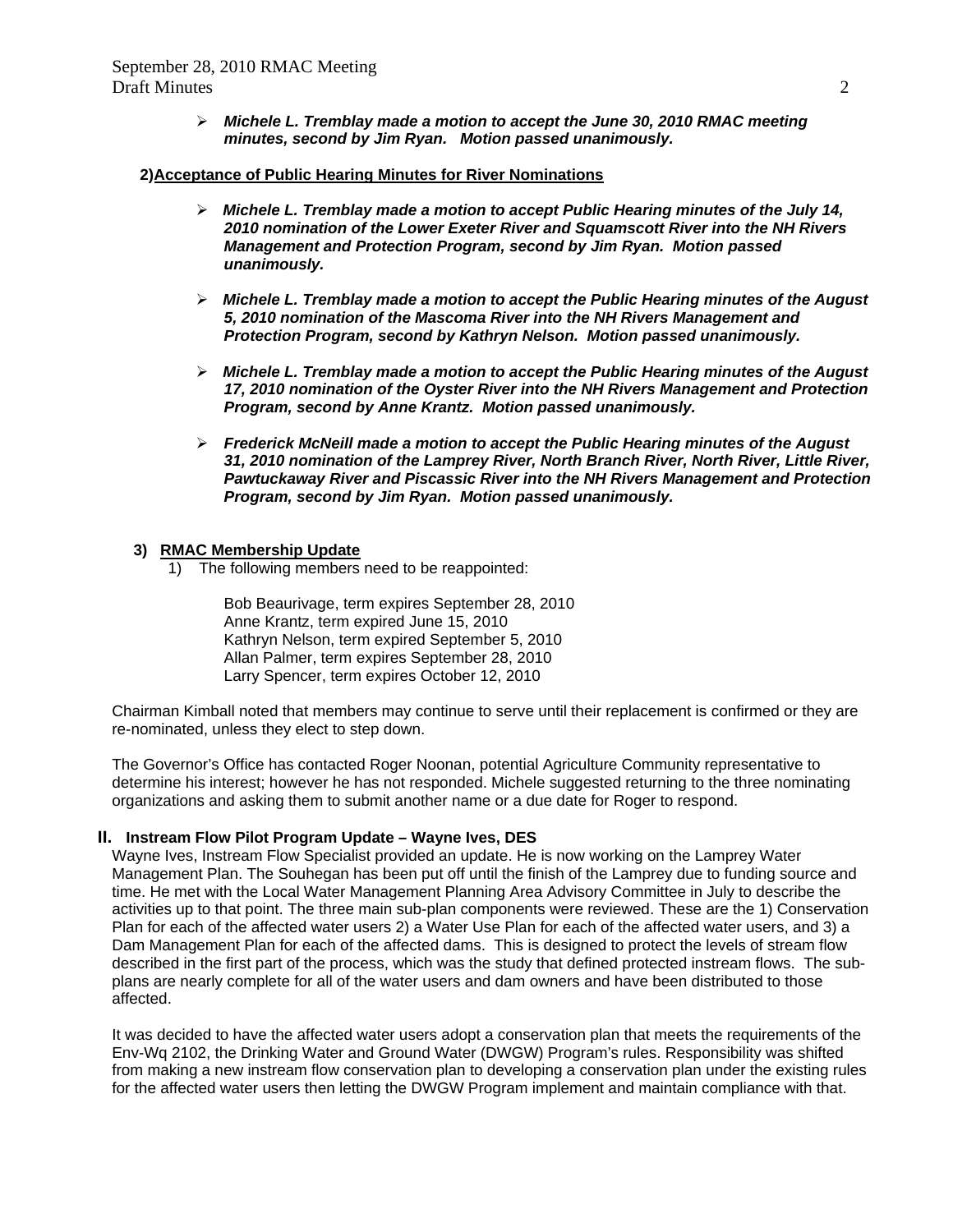- ***Michele L. Tremblay made a motion to accept the June 30, 2010 RMAC meeting minutes, second by Jim Ryan. Motion passed unanimously.***

**2) Acceptance of Public Hearing Minutes for River Nominations**

- ***Michele L. Tremblay made a motion to accept Public Hearing minutes of the July 14, 2010 nomination of the Lower Exeter River and Squamscott River into the NH Rivers Management and Protection Program, second by Jim Ryan. Motion passed unanimously.***

- ***Michele L. Tremblay made a motion to accept the Public Hearing minutes of the August 5, 2010 nomination of the Mascoma River into the NH Rivers Management and Protection Program, second by Kathryn Nelson. Motion passed unanimously.***

- ***Michele L. Tremblay made a motion to accept the Public Hearing minutes of the August 17, 2010 nomination of the Oyster River into the NH Rivers Management and Protection Program, second by Anne Krantz. Motion passed unanimously.***

- ***Frederick McNeill made a motion to accept the Public Hearing minutes of the August 31, 2010 nomination of the Lamprey River, North Branch River, North River, Little River, Pawtuckaway River and Piscassic River into the NH Rivers Management and Protection Program, second by Jim Ryan. Motion passed unanimously.***

**3) RMAC Membership Update**

1) The following members need to be reappointed:

Bob Beaurivage, term expires September 28, 2010
Anne Krantz, term expired June 15, 2010
Kathryn Nelson, term expired September 5, 2010
Allan Palmer, term expires September 28, 2010
Larry Spencer, term expires October 12, 2010

Chairman Kimball noted that members may continue to serve until their replacement is confirmed or they are re-nominated, unless they elect to step down.

The Governor's Office has contacted Roger Noonan, potential Agriculture Community representative to determine his interest; however he has not responded. Michele suggested returning to the three nominating organizations and asking them to submit another name or a due date for Roger to respond.

## II. Instream Flow Pilot Program Update – Wayne Ives, DES

Wayne Ives, Instream Flow Specialist provided an update. He is now working on the Lamprey Water Management Plan. The Souhegan has been put off until the finish of the Lamprey due to funding source and time. He met with the Local Water Management Planning Area Advisory Committee in July to describe the activities up to that point. The three main sub-plan components were reviewed. These are the 1) Conservation Plan for each of the affected water users 2) a Water Use Plan for each of the affected water users, and 3) a Dam Management Plan for each of the affected dams. This is designed to protect the levels of stream flow described in the first part of the process, which was the study that defined protected instream flows. The sub-plans are nearly complete for all of the water users and dam owners and have been distributed to those affected.

It was decided to have the affected water users adopt a conservation plan that meets the requirements of the Env-Wq 2102, the Drinking Water and Ground Water (DWGW) Program's rules. Responsibility was shifted from making a new instream flow conservation plan to developing a conservation plan under the existing rules for the affected water users then letting the DWGW Program implement and maintain compliance with that.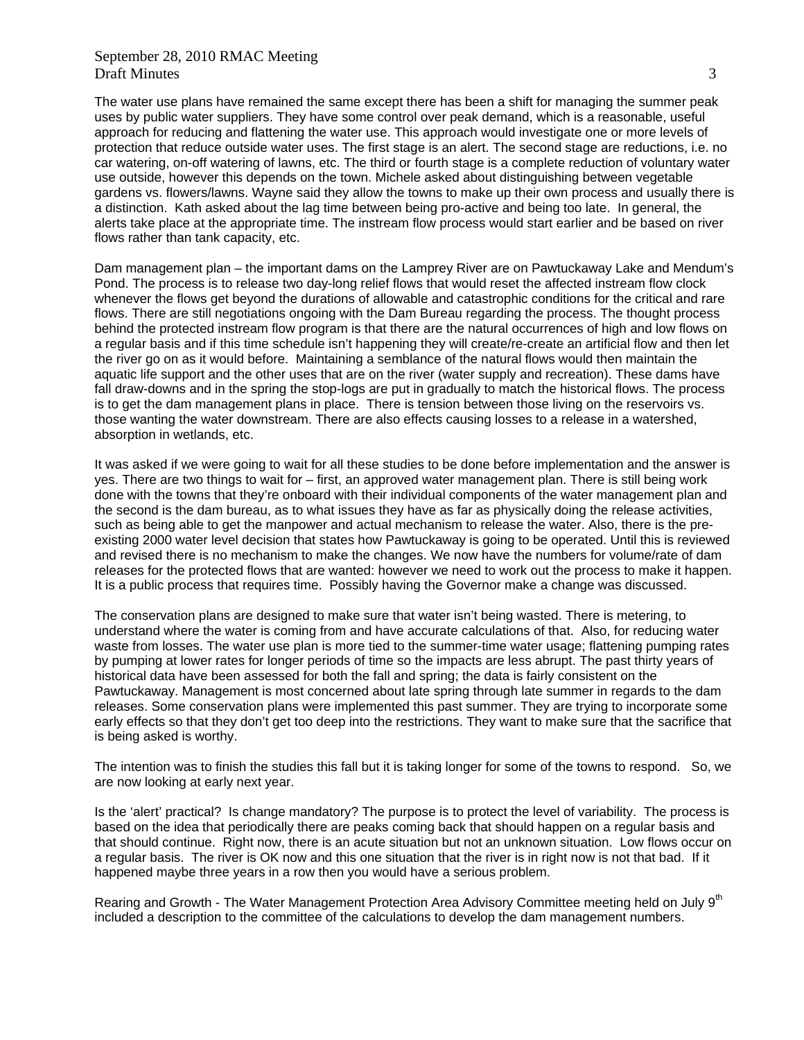The water use plans have remained the same except there has been a shift for managing the summer peak uses by public water suppliers. They have some control over peak demand, which is a reasonable, useful approach for reducing and flattening the water use. This approach would investigate one or more levels of protection that reduce outside water uses. The first stage is an alert. The second stage are reductions, i.e. no car watering, on-off watering of lawns, etc. The third or fourth stage is a complete reduction of voluntary water use outside, however this depends on the town. Michele asked about distinguishing between vegetable gardens vs. flowers/lawns. Wayne said they allow the towns to make up their own process and usually there is a distinction. Kath asked about the lag time between being pro-active and being too late. In general, the alerts take place at the appropriate time. The instream flow process would start earlier and be based on river flows rather than tank capacity, etc.

Dam management plan – the important dams on the Lamprey River are on Pawtuckaway Lake and Mendum's Pond. The process is to release two day-long relief flows that would reset the affected instream flow clock whenever the flows get beyond the durations of allowable and catastrophic conditions for the critical and rare flows. There are still negotiations ongoing with the Dam Bureau regarding the process. The thought process behind the protected instream flow program is that there are the natural occurrences of high and low flows on a regular basis and if this time schedule isn't happening they will create/re-create an artificial flow and then let the river go on as it would before. Maintaining a semblance of the natural flows would then maintain the aquatic life support and the other uses that are on the river (water supply and recreation). These dams have fall draw-downs and in the spring the stop-logs are put in gradually to match the historical flows. The process is to get the dam management plans in place. There is tension between those living on the reservoirs vs. those wanting the water downstream. There are also effects causing losses to a release in a watershed, absorption in wetlands, etc.

It was asked if we were going to wait for all these studies to be done before implementation and the answer is yes. There are two things to wait for – first, an approved water management plan. There is still being work done with the towns that they're onboard with their individual components of the water management plan and the second is the dam bureau, as to what issues they have as far as physically doing the release activities, such as being able to get the manpower and actual mechanism to release the water. Also, there is the pre-existing 2000 water level decision that states how Pawtuckaway is going to be operated. Until this is reviewed and revised there is no mechanism to make the changes. We now have the numbers for volume/rate of dam releases for the protected flows that are wanted: however we need to work out the process to make it happen. It is a public process that requires time. Possibly having the Governor make a change was discussed.

The conservation plans are designed to make sure that water isn't being wasted. There is metering, to understand where the water is coming from and have accurate calculations of that. Also, for reducing water waste from losses. The water use plan is more tied to the summer-time water usage; flattening pumping rates by pumping at lower rates for longer periods of time so the impacts are less abrupt. The past thirty years of historical data have been assessed for both the fall and spring; the data is fairly consistent on the Pawtuckaway. Management is most concerned about late spring through late summer in regards to the dam releases. Some conservation plans were implemented this past summer. They are trying to incorporate some early effects so that they don't get too deep into the restrictions. They want to make sure that the sacrifice that is being asked is worthy.

The intention was to finish the studies this fall but it is taking longer for some of the towns to respond. So, we are now looking at early next year.

Is the 'alert' practical? Is change mandatory? The purpose is to protect the level of variability. The process is based on the idea that periodically there are peaks coming back that should happen on a regular basis and that should continue. Right now, there is an acute situation but not an unknown situation. Low flows occur on a regular basis. The river is OK now and this one situation that the river is in right now is not that bad. If it happened maybe three years in a row then you would have a serious problem.

Rearing and Growth - The Water Management Protection Area Advisory Committee meeting held on July 9th included a description to the committee of the calculations to develop the dam management numbers.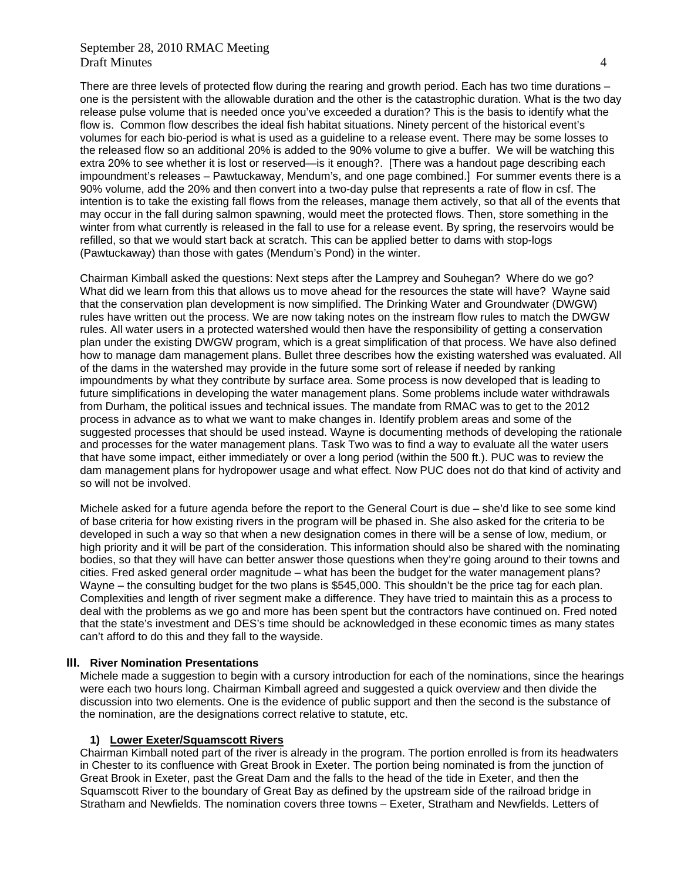There are three levels of protected flow during the rearing and growth period. Each has two time durations – one is the persistent with the allowable duration and the other is the catastrophic duration. What is the two day release pulse volume that is needed once you've exceeded a duration? This is the basis to identify what the flow is. Common flow describes the ideal fish habitat situations. Ninety percent of the historical event's volumes for each bio-period is what is used as a guideline to a release event. There may be some losses to the released flow so an additional 20% is added to the 90% volume to give a buffer. We will be watching this extra 20% to see whether it is lost or reserved—is it enough?. [There was a handout page describing each impoundment's releases – Pawtuckaway, Mendum's, and one page combined.] For summer events there is a 90% volume, add the 20% and then convert into a two-day pulse that represents a rate of flow in csf. The intention is to take the existing fall flows from the releases, manage them actively, so that all of the events that may occur in the fall during salmon spawning, would meet the protected flows. Then, store something in the winter from what currently is released in the fall to use for a release event. By spring, the reservoirs would be refilled, so that we would start back at scratch. This can be applied better to dams with stop-logs (Pawtuckaway) than those with gates (Mendum's Pond) in the winter.

Chairman Kimball asked the questions: Next steps after the Lamprey and Souhegan? Where do we go? What did we learn from this that allows us to move ahead for the resources the state will have? Wayne said that the conservation plan development is now simplified. The Drinking Water and Groundwater (DWGW) rules have written out the process. We are now taking notes on the instream flow rules to match the DWGW rules. All water users in a protected watershed would then have the responsibility of getting a conservation plan under the existing DWGW program, which is a great simplification of that process. We have also defined how to manage dam management plans. Bullet three describes how the existing watershed was evaluated. All of the dams in the watershed may provide in the future some sort of release if needed by ranking impoundments by what they contribute by surface area. Some process is now developed that is leading to future simplifications in developing the water management plans. Some problems include water withdrawals from Durham, the political issues and technical issues. The mandate from RMAC was to get to the 2012 process in advance as to what we want to make changes in. Identify problem areas and some of the suggested processes that should be used instead. Wayne is documenting methods of developing the rationale and processes for the water management plans. Task Two was to find a way to evaluate all the water users that have some impact, either immediately or over a long period (within the 500 ft.). PUC was to review the dam management plans for hydropower usage and what effect. Now PUC does not do that kind of activity and so will not be involved.

Michele asked for a future agenda before the report to the General Court is due – she'd like to see some kind of base criteria for how existing rivers in the program will be phased in. She also asked for the criteria to be developed in such a way so that when a new designation comes in there will be a sense of low, medium, or high priority and it will be part of the consideration. This information should also be shared with the nominating bodies, so that they will have can better answer those questions when they're going around to their towns and cities. Fred asked general order magnitude – what has been the budget for the water management plans? Wayne – the consulting budget for the two plans is $545,000. This shouldn't be the price tag for each plan. Complexities and length of river segment make a difference. They have tried to maintain this as a process to deal with the problems as we go and more has been spent but the contractors have continued on. Fred noted that the state's investment and DES's time should be acknowledged in these economic times as many states can't afford to do this and they fall to the wayside.

## III. River Nomination Presentations

Michele made a suggestion to begin with a cursory introduction for each of the nominations, since the hearings were each two hours long. Chairman Kimball agreed and suggested a quick overview and then divide the discussion into two elements. One is the evidence of public support and then the second is the substance of the nomination, are the designations correct relative to statute, etc.

### 1) Lower Exeter/Squamscott Rivers

Chairman Kimball noted part of the river is already in the program. The portion enrolled is from its headwaters in Chester to its confluence with Great Brook in Exeter. The portion being nominated is from the junction of Great Brook in Exeter, past the Great Dam and the falls to the head of the tide in Exeter, and then the Squamscott River to the boundary of Great Bay as defined by the upstream side of the railroad bridge in Stratham and Newfields. The nomination covers three towns – Exeter, Stratham and Newfields. Letters of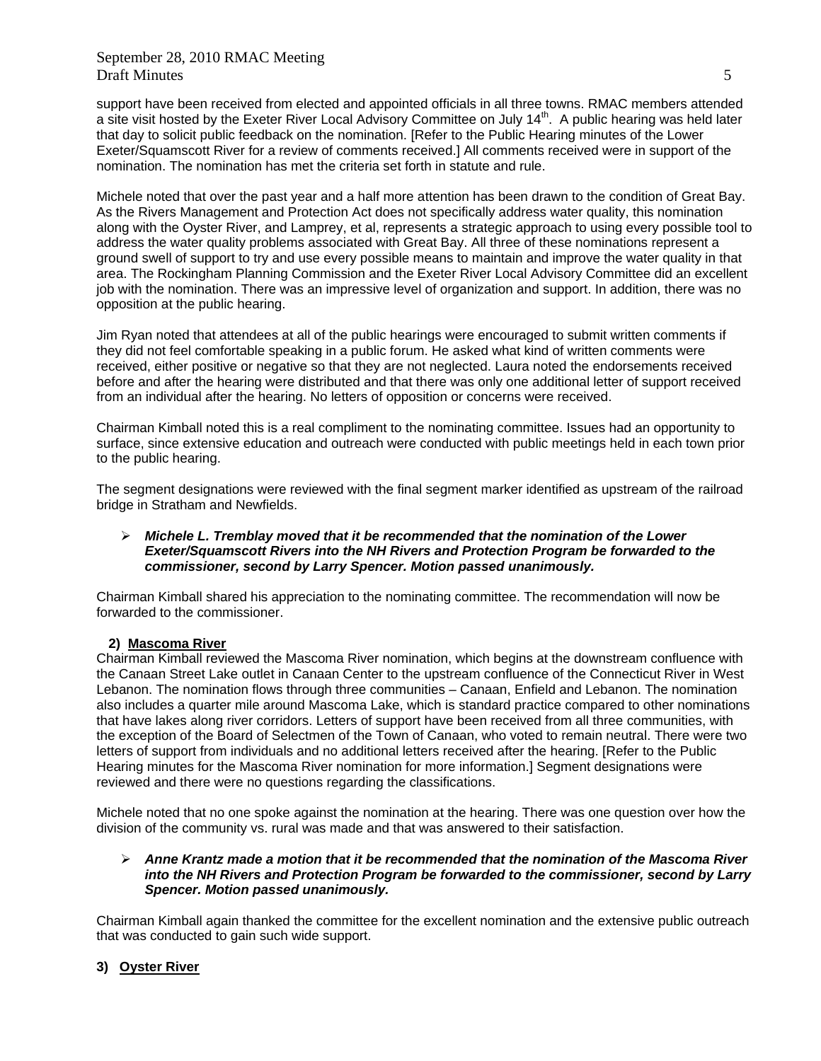support have been received from elected and appointed officials in all three towns. RMAC members attended a site visit hosted by the Exeter River Local Advisory Committee on July 14th. A public hearing was held later that day to solicit public feedback on the nomination. [Refer to the Public Hearing minutes of the Lower Exeter/Squamscott River for a review of comments received.] All comments received were in support of the nomination. The nomination has met the criteria set forth in statute and rule.

Michele noted that over the past year and a half more attention has been drawn to the condition of Great Bay. As the Rivers Management and Protection Act does not specifically address water quality, this nomination along with the Oyster River, and Lamprey, et al, represents a strategic approach to using every possible tool to address the water quality problems associated with Great Bay. All three of these nominations represent a ground swell of support to try and use every possible means to maintain and improve the water quality in that area. The Rockingham Planning Commission and the Exeter River Local Advisory Committee did an excellent job with the nomination. There was an impressive level of organization and support. In addition, there was no opposition at the public hearing.

Jim Ryan noted that attendees at all of the public hearings were encouraged to submit written comments if they did not feel comfortable speaking in a public forum. He asked what kind of written comments were received, either positive or negative so that they are not neglected. Laura noted the endorsements received before and after the hearing were distributed and that there was only one additional letter of support received from an individual after the hearing. No letters of opposition or concerns were received.

Chairman Kimball noted this is a real compliment to the nominating committee. Issues had an opportunity to surface, since extensive education and outreach were conducted with public meetings held in each town prior to the public hearing.

The segment designations were reviewed with the final segment marker identified as upstream of the railroad bridge in Stratham and Newfields.

- ***Michele L. Tremblay moved that it be recommended that the nomination of the Lower Exeter/Squamscott Rivers into the NH Rivers and Protection Program be forwarded to the commissioner, second by Larry Spencer. Motion passed unanimously.***

Chairman Kimball shared his appreciation to the nominating committee. The recommendation will now be forwarded to the commissioner.

**2) Mascoma River**

Chairman Kimball reviewed the Mascoma River nomination, which begins at the downstream confluence with the Canaan Street Lake outlet in Canaan Center to the upstream confluence of the Connecticut River in West Lebanon. The nomination flows through three communities – Canaan, Enfield and Lebanon. The nomination also includes a quarter mile around Mascoma Lake, which is standard practice compared to other nominations that have lakes along river corridors. Letters of support have been received from all three communities, with the exception of the Board of Selectmen of the Town of Canaan, who voted to remain neutral. There were two letters of support from individuals and no additional letters received after the hearing. [Refer to the Public Hearing minutes for the Mascoma River nomination for more information.] Segment designations were reviewed and there were no questions regarding the classifications.

Michele noted that no one spoke against the nomination at the hearing. There was one question over how the division of the community vs. rural was made and that was answered to their satisfaction.

- ***Anne Krantz made a motion that it be recommended that the nomination of the Mascoma River into the NH Rivers and Protection Program be forwarded to the commissioner, second by Larry Spencer. Motion passed unanimously.***

Chairman Kimball again thanked the committee for the excellent nomination and the extensive public outreach that was conducted to gain such wide support.

**3) Oyster River**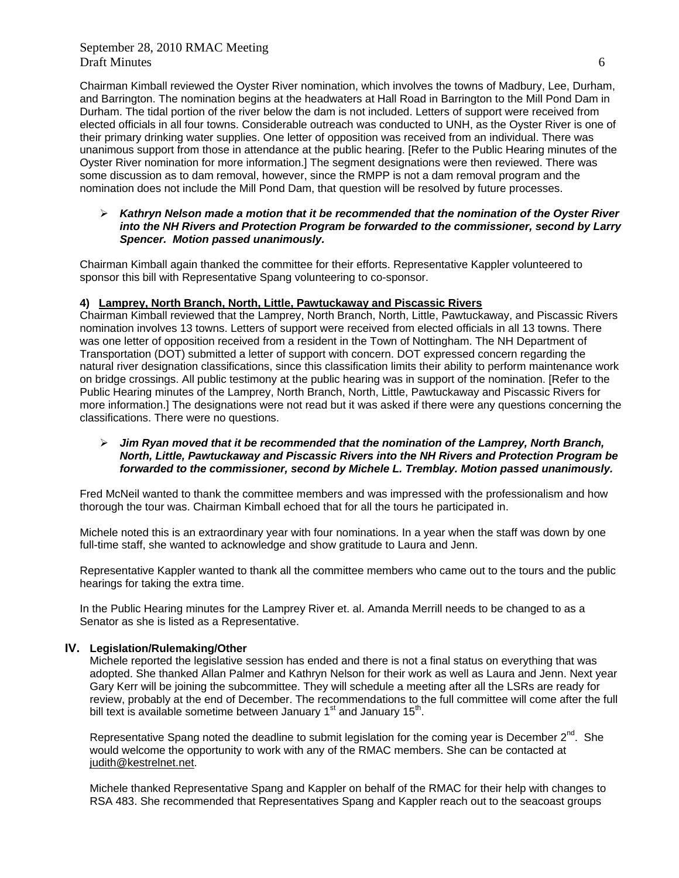Chairman Kimball reviewed the Oyster River nomination, which involves the towns of Madbury, Lee, Durham, and Barrington. The nomination begins at the headwaters at Hall Road in Barrington to the Mill Pond Dam in Durham. The tidal portion of the river below the dam is not included. Letters of support were received from elected officials in all four towns. Considerable outreach was conducted to UNH, as the Oyster River is one of their primary drinking water supplies. One letter of opposition was received from an individual. There was unanimous support from those in attendance at the public hearing. [Refer to the Public Hearing minutes of the Oyster River nomination for more information.] The segment designations were then reviewed. There was some discussion as to dam removal, however, since the RMPP is not a dam removal program and the nomination does not include the Mill Pond Dam, that question will be resolved by future processes.

- ***Kathryn Nelson made a motion that it be recommended that the nomination of the Oyster River into the NH Rivers and Protection Program be forwarded to the commissioner, second by Larry Spencer. Motion passed unanimously.***

Chairman Kimball again thanked the committee for their efforts. Representative Kappler volunteered to sponsor this bill with Representative Spang volunteering to co-sponsor.

**4) Lamprey, North Branch, North, Little, Pawtuckaway and Piscassic Rivers**

Chairman Kimball reviewed that the Lamprey, North Branch, North, Little, Pawtuckaway, and Piscassic Rivers nomination involves 13 towns. Letters of support were received from elected officials in all 13 towns. There was one letter of opposition received from a resident in the Town of Nottingham. The NH Department of Transportation (DOT) submitted a letter of support with concern. DOT expressed concern regarding the natural river designation classifications, since this classification limits their ability to perform maintenance work on bridge crossings. All public testimony at the public hearing was in support of the nomination. [Refer to the Public Hearing minutes of the Lamprey, North Branch, North, Little, Pawtuckaway and Piscassic Rivers for more information.] The designations were not read but it was asked if there were any questions concerning the classifications. There were no questions.

- ***Jim Ryan moved that it be recommended that the nomination of the Lamprey, North Branch, North, Little, Pawtuckaway and Piscassic Rivers into the NH Rivers and Protection Program be forwarded to the commissioner, second by Michele L. Tremblay. Motion passed unanimously.***

Fred McNeil wanted to thank the committee members and was impressed with the professionalism and how thorough the tour was. Chairman Kimball echoed that for all the tours he participated in.

Michele noted this is an extraordinary year with four nominations. In a year when the staff was down by one full-time staff, she wanted to acknowledge and show gratitude to Laura and Jenn.

Representative Kappler wanted to thank all the committee members who came out to the tours and the public hearings for taking the extra time.

In the Public Hearing minutes for the Lamprey River et. al. Amanda Merrill needs to be changed to as a Senator as she is listed as a Representative.

## IV. Legislation/Rulemaking/Other

Michele reported the legislative session has ended and there is not a final status on everything that was adopted. She thanked Allan Palmer and Kathryn Nelson for their work as well as Laura and Jenn. Next year Gary Kerr will be joining the subcommittee. They will schedule a meeting after all the LSRs are ready for review, probably at the end of December. The recommendations to the full committee will come after the full bill text is available sometime between January 1st and January 15th.

Representative Spang noted the deadline to submit legislation for the coming year is December 2nd. She would welcome the opportunity to work with any of the RMAC members. She can be contacted at judith@kestrelnet.net.

Michele thanked Representative Spang and Kappler on behalf of the RMAC for their help with changes to RSA 483. She recommended that Representatives Spang and Kappler reach out to the seacoast groups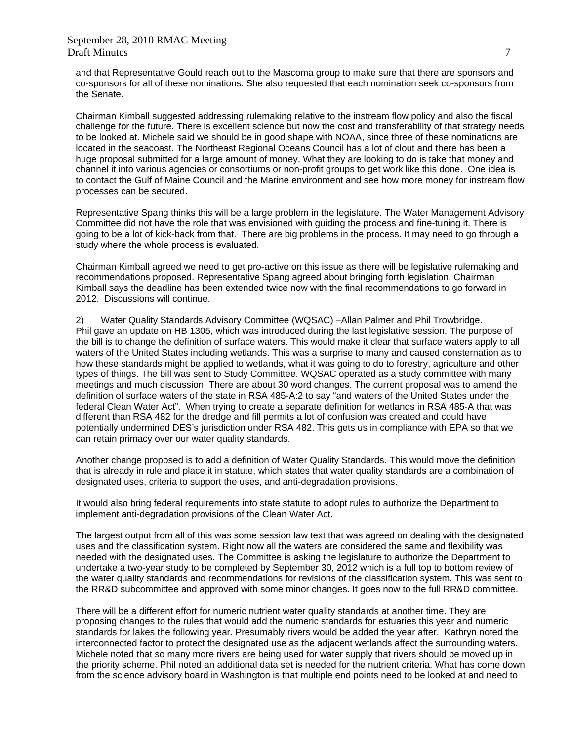and that Representative Gould reach out to the Mascoma group to make sure that there are sponsors and co-sponsors for all of these nominations. She also requested that each nomination seek co-sponsors from the Senate.

Chairman Kimball suggested addressing rulemaking relative to the instream flow policy and also the fiscal challenge for the future. There is excellent science but now the cost and transferability of that strategy needs to be looked at. Michele said we should be in good shape with NOAA, since three of these nominations are located in the seacoast. The Northeast Regional Oceans Council has a lot of clout and there has been a huge proposal submitted for a large amount of money. What they are looking to do is take that money and channel it into various agencies or consortiums or non-profit groups to get work like this done. One idea is to contact the Gulf of Maine Council and the Marine environment and see how more money for instream flow processes can be secured.

Representative Spang thinks this will be a large problem in the legislature. The Water Management Advisory Committee did not have the role that was envisioned with guiding the process and fine-tuning it. There is going to be a lot of kick-back from that. There are big problems in the process. It may need to go through a study where the whole process is evaluated.

Chairman Kimball agreed we need to get pro-active on this issue as there will be legislative rulemaking and recommendations proposed. Representative Spang agreed about bringing forth legislation. Chairman Kimball says the deadline has been extended twice now with the final recommendations to go forward in 2012. Discussions will continue.

2) Water Quality Standards Advisory Committee (WQSAC) –Allan Palmer and Phil Trowbridge.
Phil gave an update on HB 1305, which was introduced during the last legislative session. The purpose of the bill is to change the definition of surface waters. This would make it clear that surface waters apply to all waters of the United States including wetlands. This was a surprise to many and caused consternation as to how these standards might be applied to wetlands, what it was going to do to forestry, agriculture and other types of things. The bill was sent to Study Committee. WQSAC operated as a study committee with many meetings and much discussion. There are about 30 word changes. The current proposal was to amend the definition of surface waters of the state in RSA 485-A:2 to say "and waters of the United States under the federal Clean Water Act". When trying to create a separate definition for wetlands in RSA 485-A that was different than RSA 482 for the dredge and fill permits a lot of confusion was created and could have potentially undermined DES's jurisdiction under RSA 482. This gets us in compliance with EPA so that we can retain primacy over our water quality standards.

Another change proposed is to add a definition of Water Quality Standards. This would move the definition that is already in rule and place it in statute, which states that water quality standards are a combination of designated uses, criteria to support the uses, and anti-degradation provisions.

It would also bring federal requirements into state statute to adopt rules to authorize the Department to implement anti-degradation provisions of the Clean Water Act.

The largest output from all of this was some session law text that was agreed on dealing with the designated uses and the classification system. Right now all the waters are considered the same and flexibility was needed with the designated uses. The Committee is asking the legislature to authorize the Department to undertake a two-year study to be completed by September 30, 2012 which is a full top to bottom review of the water quality standards and recommendations for revisions of the classification system. This was sent to the RR&D subcommittee and approved with some minor changes. It goes now to the full RR&D committee.

There will be a different effort for numeric nutrient water quality standards at another time. They are proposing changes to the rules that would add the numeric standards for estuaries this year and numeric standards for lakes the following year. Presumably rivers would be added the year after. Kathryn noted the interconnected factor to protect the designated use as the adjacent wetlands affect the surrounding waters. Michele noted that so many more rivers are being used for water supply that rivers should be moved up in the priority scheme. Phil noted an additional data set is needed for the nutrient criteria. What has come down from the science advisory board in Washington is that multiple end points need to be looked at and need to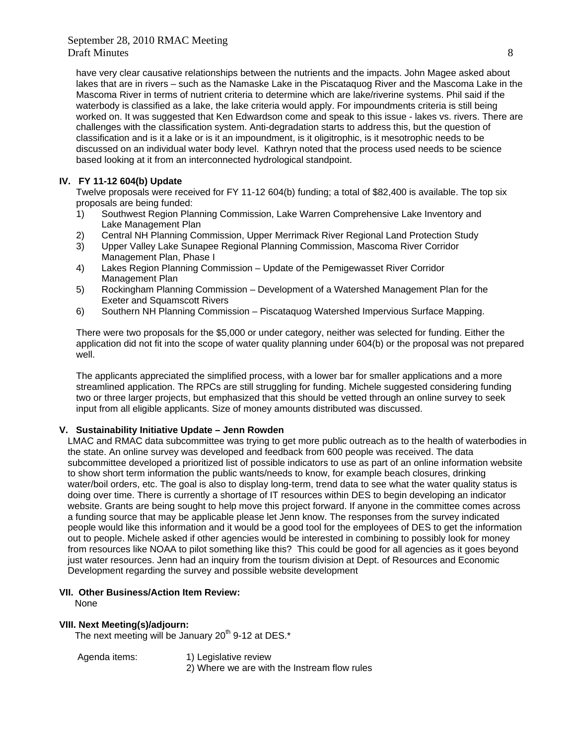have very clear causative relationships between the nutrients and the impacts. John Magee asked about lakes that are in rivers – such as the Namaske Lake in the Piscataquog River and the Mascoma Lake in the Mascoma River in terms of nutrient criteria to determine which are lake/riverine systems. Phil said if the waterbody is classified as a lake, the lake criteria would apply. For impoundments criteria is still being worked on. It was suggested that Ken Edwardson come and speak to this issue - lakes vs. rivers. There are challenges with the classification system. Anti-degradation starts to address this, but the question of classification and is it a lake or is it an impoundment, is it oligitrophic, is it mesotrophic needs to be discussed on an individual water body level. Kathryn noted that the process used needs to be science based looking at it from an interconnected hydrological standpoint.

**IV. FY 11-12 604(b) Update**

Twelve proposals were received for FY 11-12 604(b) funding; a total of $82,400 is available. The top six proposals are being funded:

1) Southwest Region Planning Commission, Lake Warren Comprehensive Lake Inventory and Lake Management Plan
2) Central NH Planning Commission, Upper Merrimack River Regional Land Protection Study
3) Upper Valley Lake Sunapee Regional Planning Commission, Mascoma River Corridor Management Plan, Phase I
4) Lakes Region Planning Commission – Update of the Pemigewasset River Corridor Management Plan
5) Rockingham Planning Commission – Development of a Watershed Management Plan for the Exeter and Squamscott Rivers
6) Southern NH Planning Commission – Piscataquog Watershed Impervious Surface Mapping.

There were two proposals for the $5,000 or under category, neither was selected for funding. Either the application did not fit into the scope of water quality planning under 604(b) or the proposal was not prepared well.

The applicants appreciated the simplified process, with a lower bar for smaller applications and a more streamlined application. The RPCs are still struggling for funding. Michele suggested considering funding two or three larger projects, but emphasized that this should be vetted through an online survey to seek input from all eligible applicants. Size of money amounts distributed was discussed.

**V. Sustainability Initiative Update – Jenn Rowden**

LMAC and RMAC data subcommittee was trying to get more public outreach as to the health of waterbodies in the state. An online survey was developed and feedback from 600 people was received. The data subcommittee developed a prioritized list of possible indicators to use as part of an online information website to show short term information the public wants/needs to know, for example beach closures, drinking water/boil orders, etc. The goal is also to display long-term, trend data to see what the water quality status is doing over time. There is currently a shortage of IT resources within DES to begin developing an indicator website. Grants are being sought to help move this project forward. If anyone in the committee comes across a funding source that may be applicable please let Jenn know. The responses from the survey indicated people would like this information and it would be a good tool for the employees of DES to get the information out to people. Michele asked if other agencies would be interested in combining to possibly look for money from resources like NOAA to pilot something like this? This could be good for all agencies as it goes beyond just water resources. Jenn had an inquiry from the tourism division at Dept. of Resources and Economic Development regarding the survey and possible website development

**VII. Other Business/Action Item Review:**

None

**VIII. Next Meeting(s)/adjourn:**

The next meeting will be January 20th 9-12 at DES.*

Agenda items:
1) Legislative review
2) Where we are with the Instream flow rules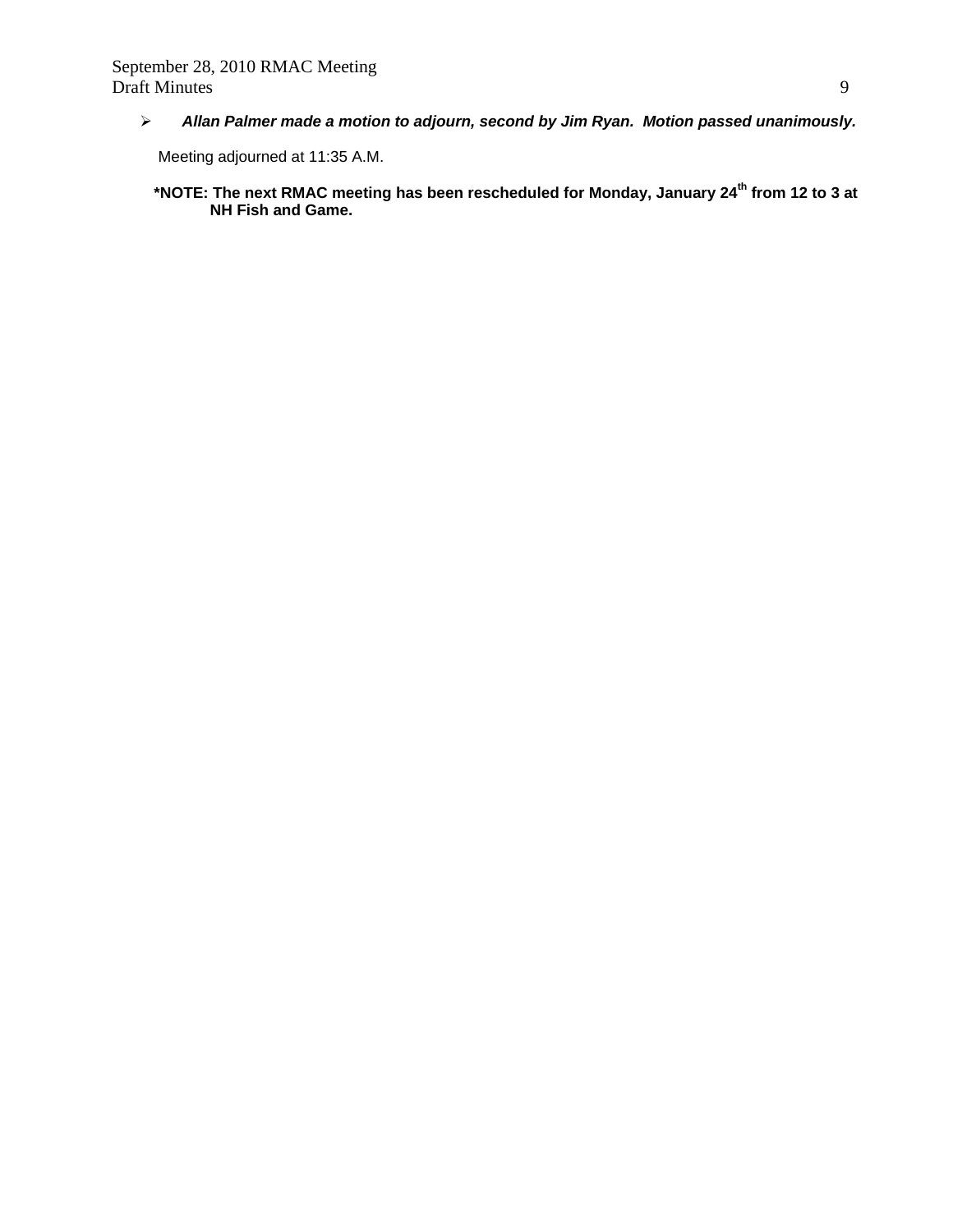- ***Allan Palmer made a motion to adjourn, second by Jim Ryan. Motion passed unanimously.***

Meeting adjourned at 11:35 A.M.

**\*NOTE: The next RMAC meeting has been rescheduled for Monday, January 24th from 12 to 3 at NH Fish and Game.**